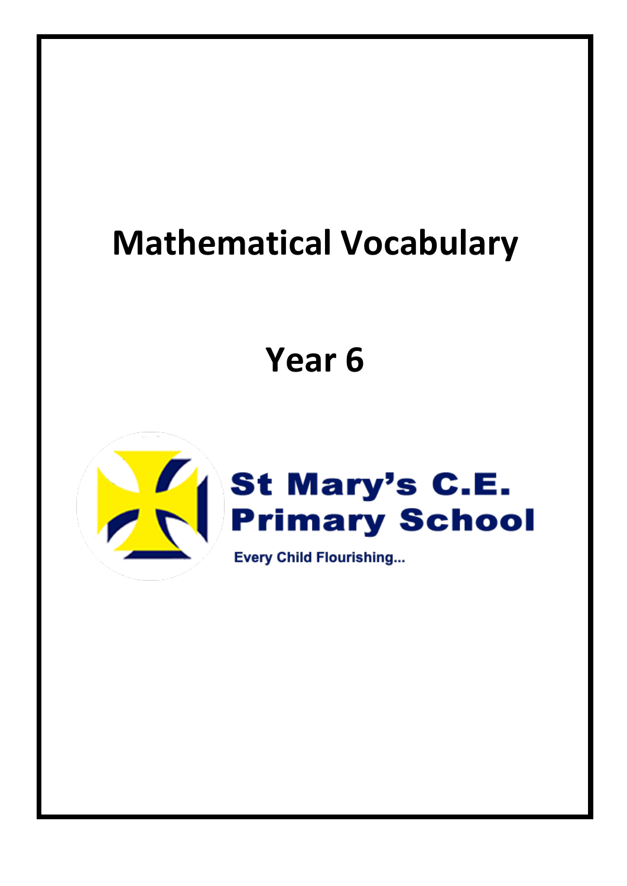# Mathematical Vocabulary

## Year 6

St Mary's C.E. Primary School

Every Child Flourishing...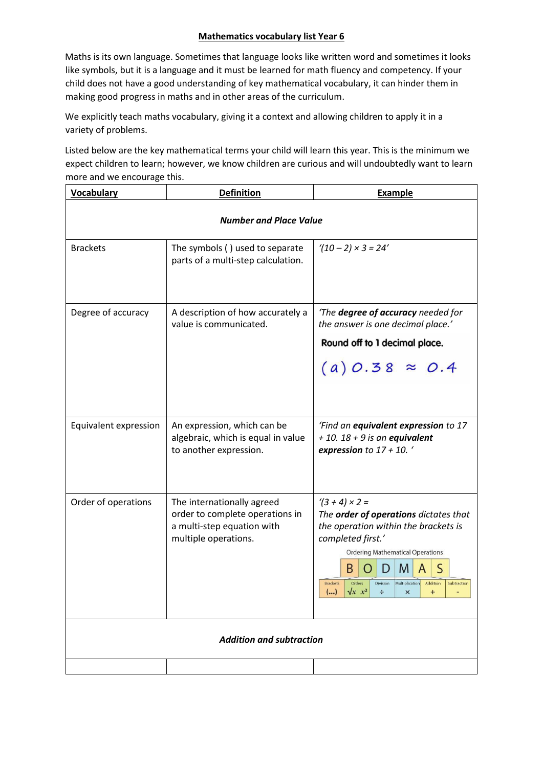# Mathematics vocabulary list Year 6

Maths is its own language. Sometimes that language looks like written word and sometimes it looks like symbols, but it is a language and it must be learned for math fluency and competency. If your child does not have a good understanding of key mathematical vocabulary, it can hinder them in making good progress in maths and in other areas of the curriculum.

We explicitly teach maths vocabulary, giving it a context and allowing children to apply it in a variety of problems.

Listed below are the key mathematical terms your child will learn this year. This is the minimum we expect children to learn; however, we know children are curious and will undoubtedly want to learn more and we encourage this.

| **Vocabulary** | **Definition** | **Example** |
|---|---|---|
| | ***Number and Place Value*** | |
| Brackets | The symbols ( ) used to separate parts of a multi-step calculation. | *'(10 – 2) × 3 = 24'* |
| Degree of accuracy | A description of how accurately a value is communicated. | *'The **degree of accuracy** needed for the answer is one decimal place.'* Round off to 1 decimal place. (a) $0.38 \approx 0.4$ |
| Equivalent expression | An expression, which can be algebraic, which is equal in value to another expression. | *'Find an **equivalent expression** to 17 + 10. 18 + 9 is an **equivalent expression** to 17 + 10. '* |
| Order of operations | The internationally agreed order to complete operations in a multi-step equation with multiple operations. | *'(3 + 4) × 2 = The **order of operations** dictates that the operation within the brackets is completed first.'* Ordering Mathematical Operations: B O D M A S — Brackets (...), Orders $\sqrt{x}$ $x^2$, Division ÷, Multiplication ×, Addition +, Subtraction - |
| | ***Addition and subtraction*** | |
| | | |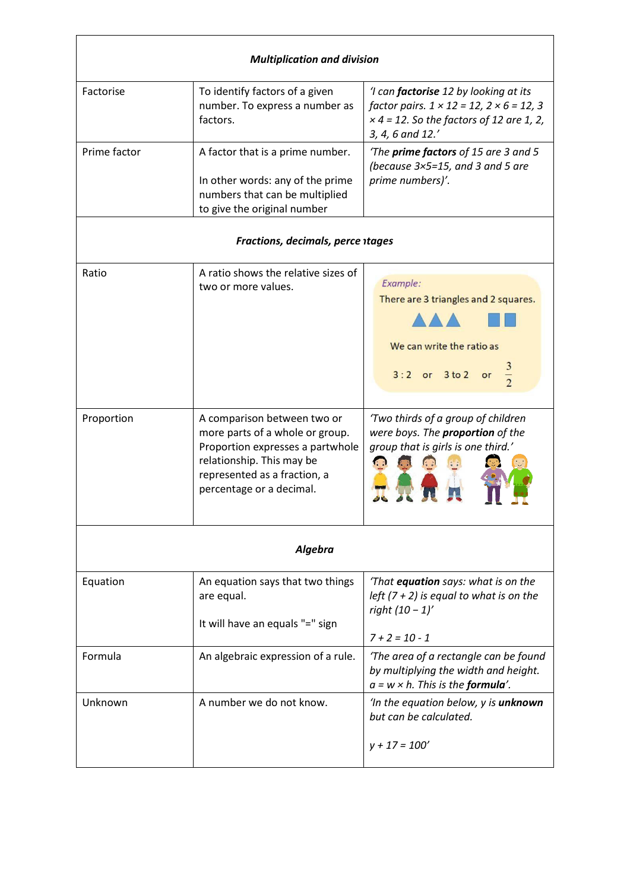| ***Multiplication and division*** | | |
|---|---|---|
| Factorise | To identify factors of a given number. To express a number as factors. | *'I can **factorise** 12 by looking at its factor pairs. 1 × 12 = 12, 2 × 6 = 12, 3 × 4 = 12. So the factors of 12 are 1, 2, 3, 4, 6 and 12.'* |
| Prime factor | A factor that is a prime number.<br><br>In other words: any of the prime numbers that can be multiplied to give the original number | *'The **prime factors** of 15 are 3 and 5 (because 3×5=15, and 3 and 5 are prime numbers)'.* |
| ***Fractions, decimals, percentages*** | | |
| Ratio | A ratio shows the relative sizes of two or more values. | *Example:*<br>There are 3 triangles and 2 squares.<br>We can write the ratio as<br>3 : 2 or 3 to 2 or $\frac{3}{2}$ |
| Proportion | A comparison between two or more parts of a whole or group. Proportion expresses a partwhole relationship. This may be represented as a fraction, a percentage or a decimal. | *'Two thirds of a group of children were boys. The **proportion** of the group that is girls is one third.'* |
| ***Algebra*** | | |
| Equation | An equation says that two things are equal.<br><br>It will have an equals "=" sign | *'That **equation** says: what is on the left (7 + 2) is equal to what is on the right (10 − 1)'*<br><br>*7 + 2 = 10 - 1* |
| Formula | An algebraic expression of a rule. | *'The area of a rectangle can be found by multiplying the width and height. a = w × h. This is the **formula**'.* |
| Unknown | A number we do not know. | *'In the equation below, y is **unknown** but can be calculated.*<br><br>*y + 17 = 100'* |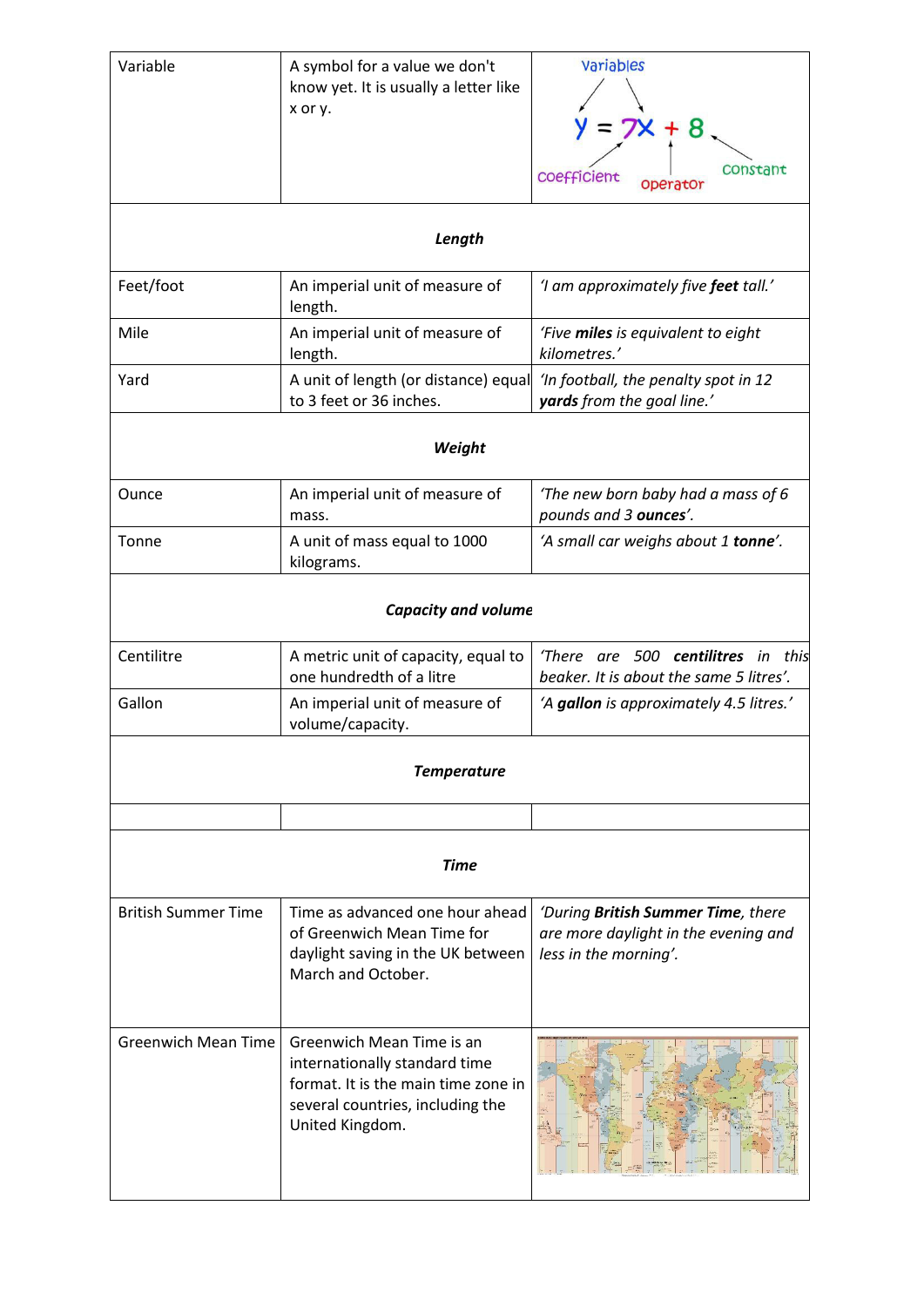| | | |
|---|---|---|
| Variable | A symbol for a value we don't know yet. It is usually a letter like x or y. | |
| | ***Length*** | |
| Feet/foot | An imperial unit of measure of length. | *'I am approximately five **feet** tall.'* |
| Mile | An imperial unit of measure of length. | *'Five **miles** is equivalent to eight kilometres.'* |
| Yard | A unit of length (or distance) equal to 3 feet or 36 inches. | *'In football, the penalty spot in 12 **yards** from the goal line.'* |
| | ***Weight*** | |
| Ounce | An imperial unit of measure of mass. | *'The new born baby had a mass of 6 pounds and 3 **ounces**'.* |
| Tonne | A unit of mass equal to 1000 kilograms. | *'A small car weighs about 1 **tonne**'.* |
| | ***Capacity and volume*** | |
| Centilitre | A metric unit of capacity, equal to one hundredth of a litre | *'There are 500 **centilitres** in this beaker. It is about the same 5 litres'.* |
| Gallon | An imperial unit of measure of volume/capacity. | *'A **gallon** is approximately 4.5 litres.'* |
| | ***Temperature*** | |
| | | |
| | ***Time*** | |
| British Summer Time | Time as advanced one hour ahead of Greenwich Mean Time for daylight saving in the UK between March and October. | *'During **British Summer Time**, there are more daylight in the evening and less in the morning'.* |
| Greenwich Mean Time | Greenwich Mean Time is an internationally standard time format. It is the main time zone in several countries, including the United Kingdom. | |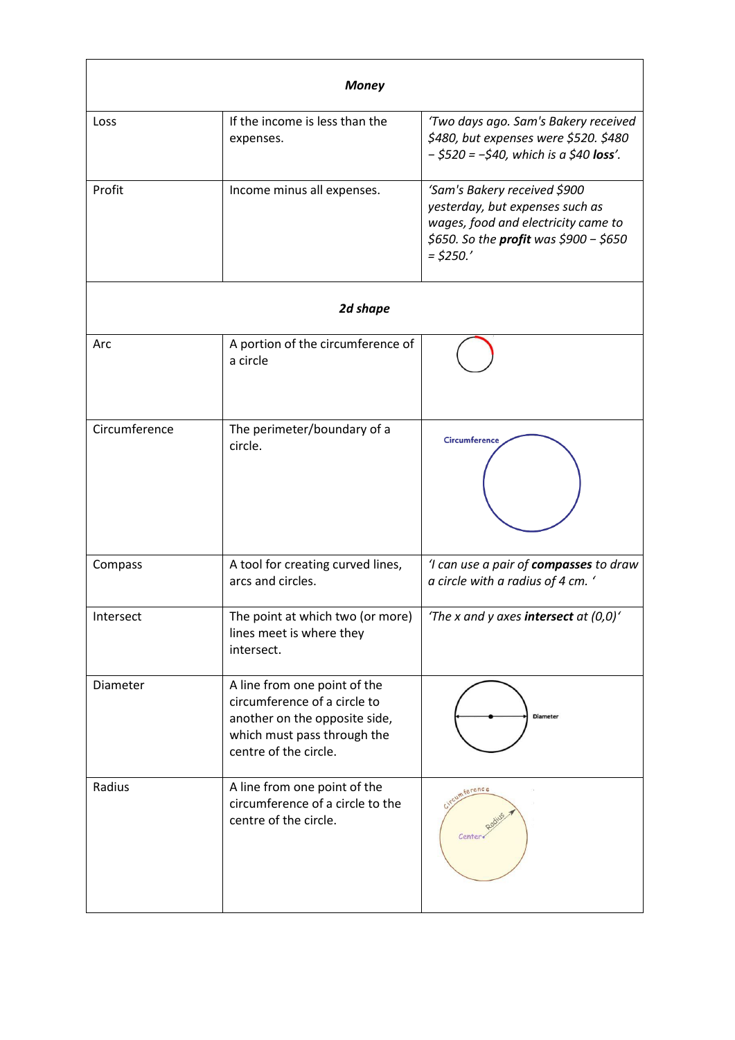| *Money* | | |
|---|---|---|
| Loss | If the income is less than the expenses. | *'Two days ago. Sam's Bakery received $480, but expenses were $520. $480 − $520 = −$40, which is a $40* ***loss****'.* |
| Profit | Income minus all expenses. | *'Sam's Bakery received $900 yesterday, but expenses such as wages, food and electricity came to $650. So the* ***profit*** *was $900 − $650 = $250.'* |
| ***2d shape*** | | |
| Arc | A portion of the circumference of a circle | |
| Circumference | The perimeter/boundary of a circle. | Circumference |
| Compass | A tool for creating curved lines, arcs and circles. | *'I can use a pair of* ***compasses*** *to draw a circle with a radius of 4 cm. '* |
| Intersect | The point at which two (or more) lines meet is where they intersect. | *'The x and y axes* ***intersect*** *at (0,0)'* |
| Diameter | A line from one point of the circumference of a circle to another on the opposite side, which must pass through the centre of the circle. | Diameter |
| Radius | A line from one point of the circumference of a circle to the centre of the circle. | Circumference, Radius, Center |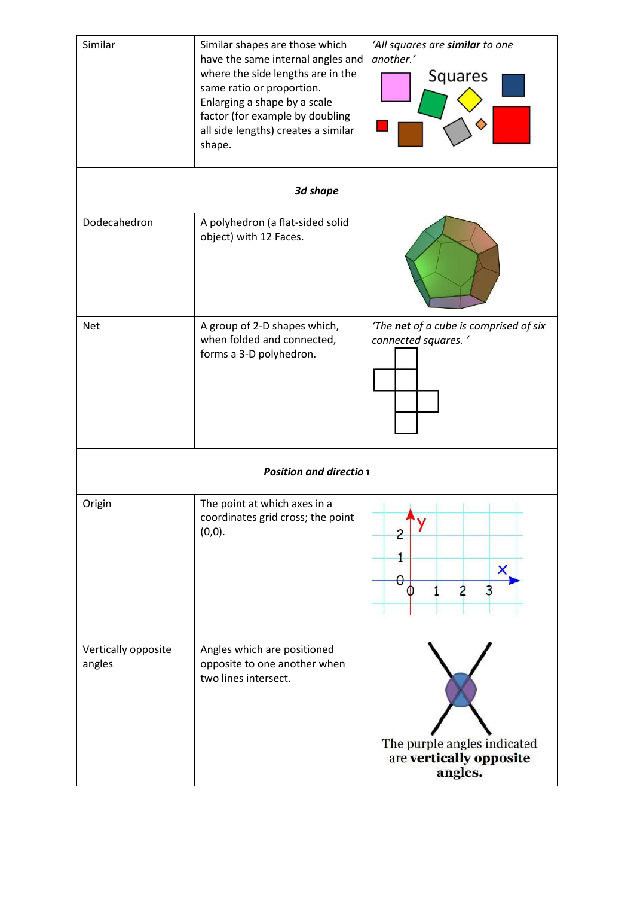| | | |
|---|---|---|
| Similar | Similar shapes are those which have the same internal angles and where the side lengths are in the same ratio or proportion. Enlarging a shape by a scale factor (for example by doubling all side lengths) creates a similar shape. | *'All squares are **similar** to one another.'* Squares |
| ***3d shape*** | | |
| Dodecahedron | A polyhedron (a flat-sided solid object) with 12 Faces. | |
| Net | A group of 2-D shapes which, when folded and connected, forms a 3-D polyhedron. | *'The **net** of a cube is comprised of six connected squares.'* |
| ***Position and direction*** | | |
| Origin | The point at which axes in a coordinates grid cross; the point (0,0). | y x 0 1 2 0 1 2 3 |
| Vertically opposite angles | Angles which are positioned opposite to one another when two lines intersect. | The purple angles indicated are **vertically opposite angles.** |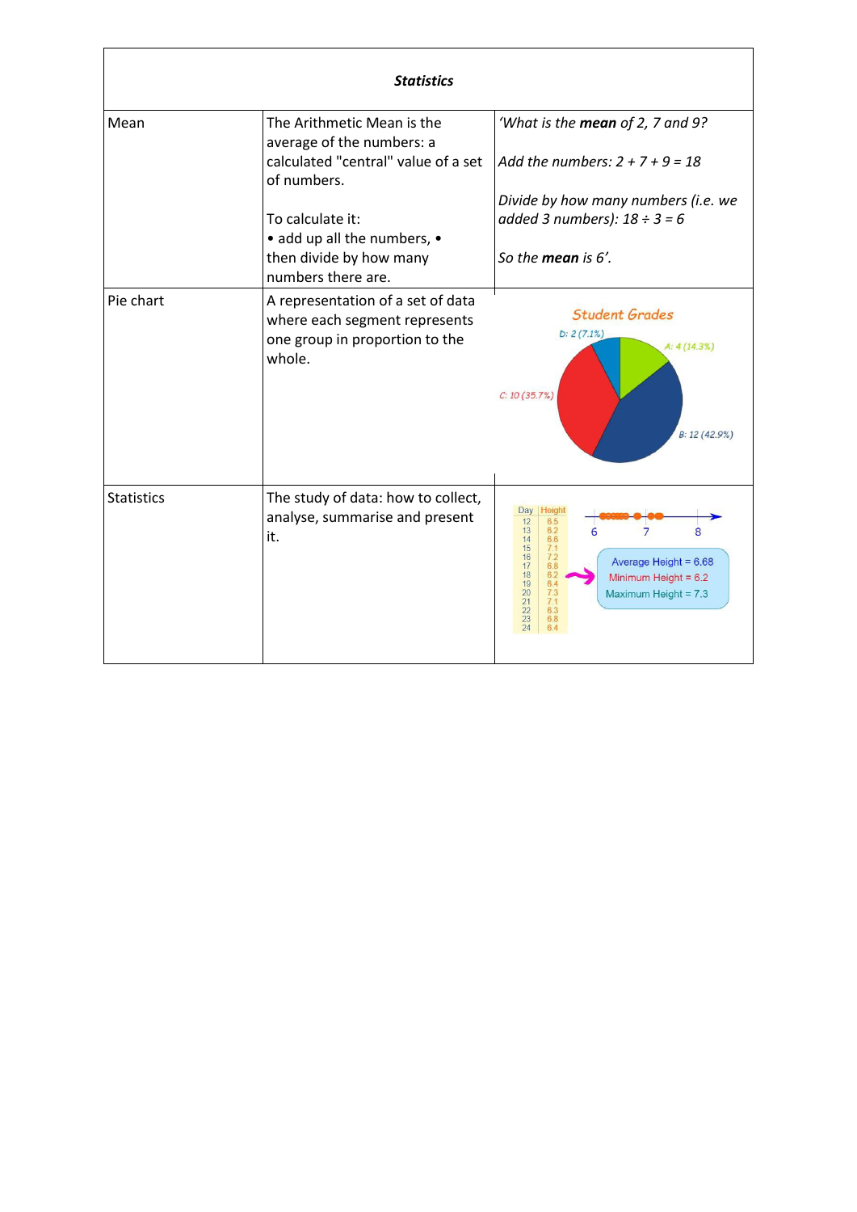| ***Statistics*** | | |
|---|---|---|
| Mean | The Arithmetic Mean is the average of the numbers: a calculated "central" value of a set of numbers.<br><br>To calculate it:<br>• add up all the numbers, • then divide by how many numbers there are. | *'What is the **mean** of 2, 7 and 9?*<br><br>*Add the numbers: 2 + 7 + 9 = 18*<br><br>*Divide by how many numbers (i.e. we added 3 numbers): 18 ÷ 3 = 6*<br><br>*So the **mean** is 6'.* |
| Pie chart | A representation of a set of data where each segment represents one group in proportion to the whole. | Student Grades<br>D: 2 (7.1%)<br>A: 4 (14.3%)<br>C: 10 (35.7%)<br>B: 12 (42.9%) |
| Statistics | The study of data: how to collect, analyse, summarise and present it. | Day Height<br>12 6.5<br>13 6.2<br>14 6.6<br>15 7.1<br>16 7.2<br>17 6.8<br>18 6.2<br>19 6.4<br>20 7.3<br>21 7.1<br>22 6.3<br>23 6.8<br>24 6.4<br>6 7 8<br>Average Height = 6.68<br>Minimum Height = 6.2<br>Maximum Height = 7.3 |